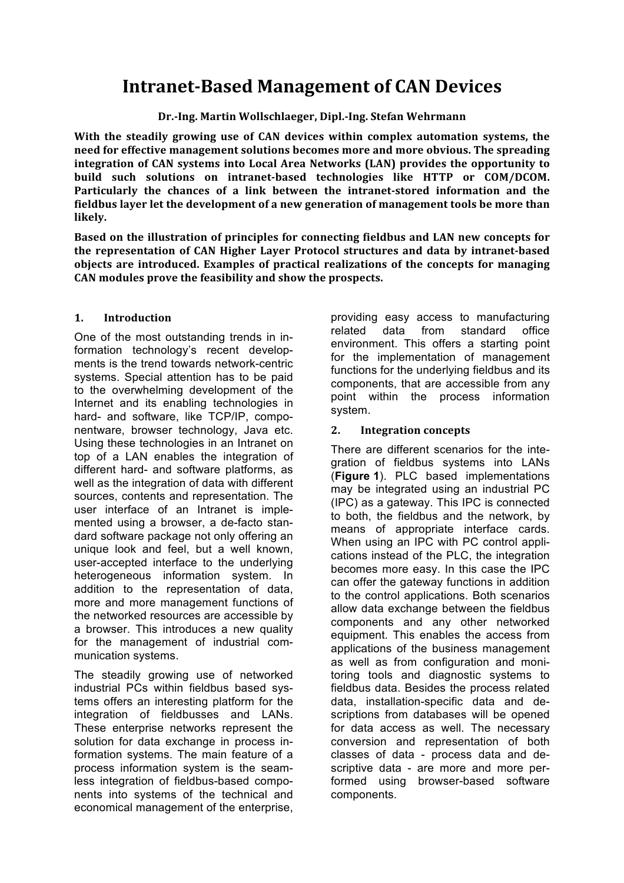# Intranet-Based Management of CAN Devices

**Dr.-Ing. Martin Wollschlaeger, Dipl.-Ing. Stefan Wehrmann**

**With the steadily growing use of CAN devices within complex automation systems, the need for effective management solutions becomes more and more obvious. The spreading integration of CAN systems into Local Area Networks (LAN) provides the opportunity to build such solutions on intranet-based technologies like HTTP or COM/DCOM. Particularly the chances of a link between the intranet-stored information and the fieldbus layer let the development of a new generation of management tools be more than likely.**

**Based on the illustration of principles for connecting fieldbus and LAN new concepts for the representation of CAN Higher Layer Protocol structures and data by intranet-based objects are introduced. Examples of practical realizations of the concepts for managing CAN modules prove the feasibility and show the prospects.**

## 1. Introduction

One of the most outstanding trends in information technology's recent developments is the trend towards network-centric systems. Special attention has to be paid to the overwhelming development of the Internet and its enabling technologies in hard- and software, like TCP/IP, componentware, browser technology, Java etc. Using these technologies in an Intranet on top of a LAN enables the integration of different hard- and software platforms, as well as the integration of data with different sources, contents and representation. The user interface of an Intranet is implemented using a browser, a de-facto standard software package not only offering an unique look and feel, but a well known, user-accepted interface to the underlying heterogeneous information system. In addition to the representation of data, more and more management functions of the networked resources are accessible by a browser. This introduces a new quality for the management of industrial communication systems.

The steadily growing use of networked industrial PCs within fieldbus based systems offers an interesting platform for the integration of fieldbusses and LANs. These enterprise networks represent the solution for data exchange in process information systems. The main feature of a process information system is the seamless integration of fieldbus-based components into systems of the technical and economical management of the enterprise, providing easy access to manufacturing related data from standard office environment. This offers a starting point for the implementation of management functions for the underlying fieldbus and its components, that are accessible from any point within the process information system.

## 2. Integration concepts

There are different scenarios for the integration of fieldbus systems into LANs (**Figure 1**). PLC based implementations may be integrated using an industrial PC (IPC) as a gateway. This IPC is connected to both, the fieldbus and the network, by means of appropriate interface cards. When using an IPC with PC control applications instead of the PLC, the integration becomes more easy. In this case the IPC can offer the gateway functions in addition to the control applications. Both scenarios allow data exchange between the fieldbus components and any other networked equipment. This enables the access from applications of the business management as well as from configuration and monitoring tools and diagnostic systems to fieldbus data. Besides the process related data, installation-specific data and descriptions from databases will be opened for data access as well. The necessary conversion and representation of both classes of data - process data and descriptive data - are more and more performed using browser-based software components.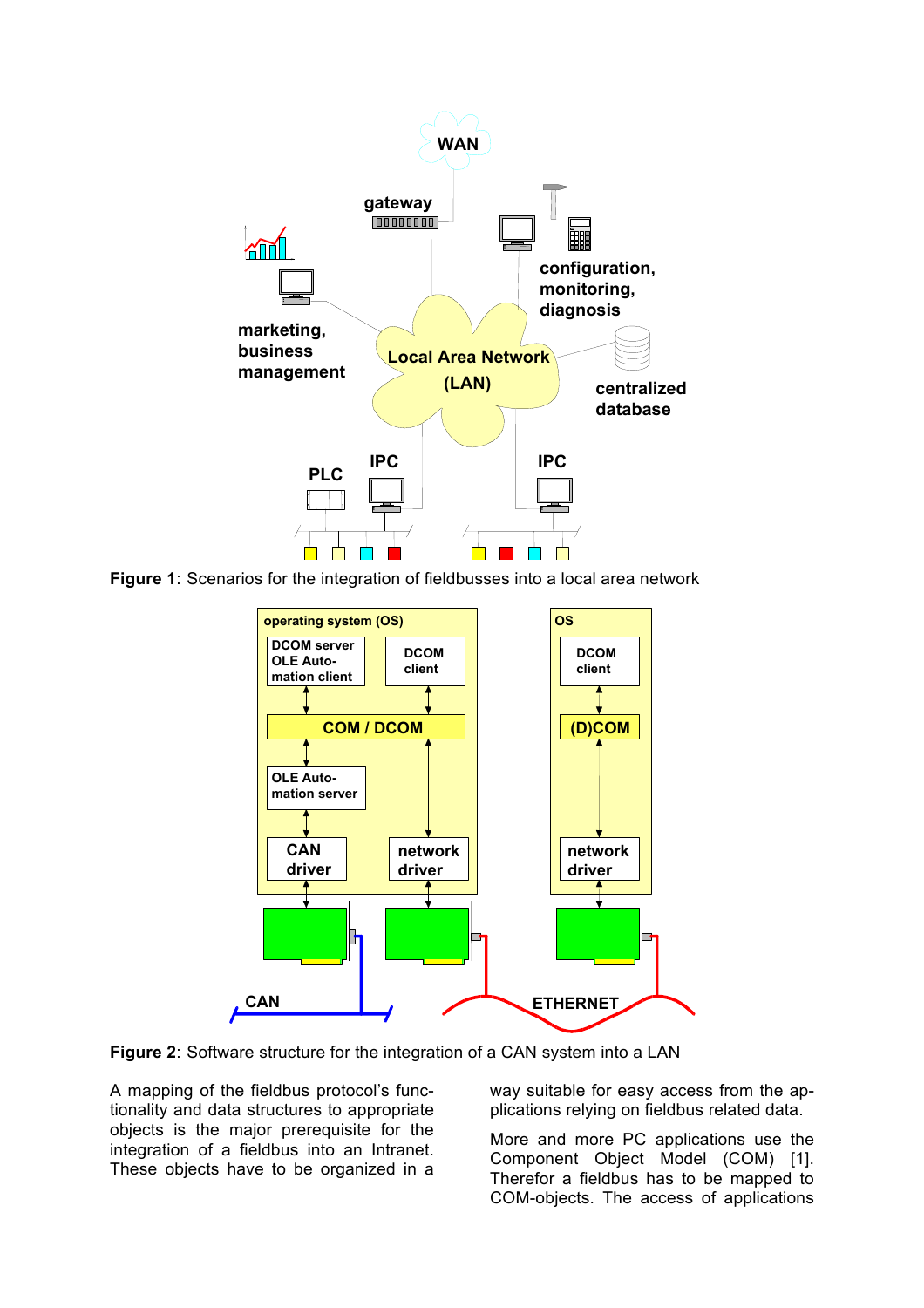**Figure 1**: Scenarios for the integration of fieldbusses into a local area network

**Figure 2**: Software structure for the integration of a CAN system into a LAN

A mapping of the fieldbus protocol's functionality and data structures to appropriate objects is the major prerequisite for the integration of a fieldbus into an Intranet. These objects have to be organized in a way suitable for easy access from the applications relying on fieldbus related data.

More and more PC applications use the Component Object Model (COM) [1]. Therefor a fieldbus has to be mapped to COM-objects. The access of applications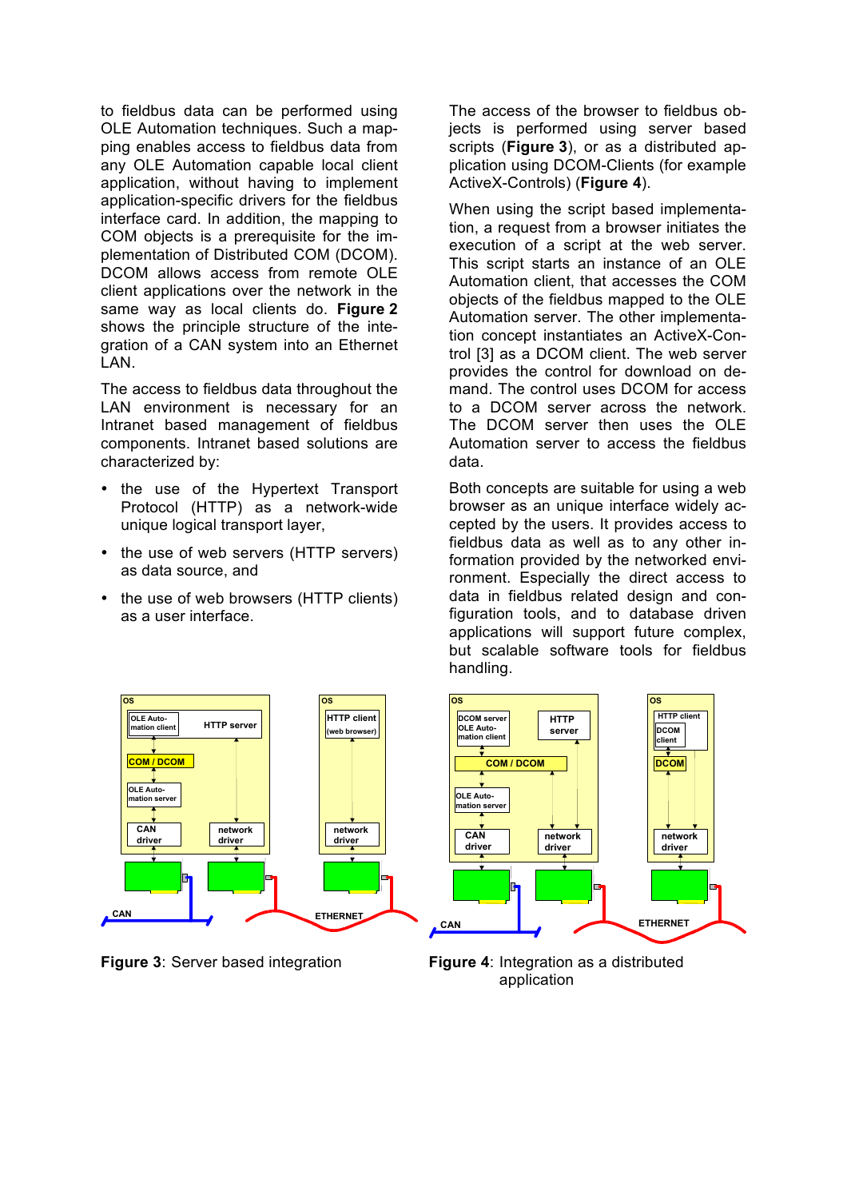to fieldbus data can be performed using OLE Automation techniques. Such a mapping enables access to fieldbus data from any OLE Automation capable local client application, without having to implement application-specific drivers for the fieldbus interface card. In addition, the mapping to COM objects is a prerequisite for the implementation of Distributed COM (DCOM). DCOM allows access from remote OLE client applications over the network in the same way as local clients do. **Figure 2** shows the principle structure of the integration of a CAN system into an Ethernet LAN.

The access to fieldbus data throughout the LAN environment is necessary for an Intranet based management of fieldbus components. Intranet based solutions are characterized by:

- the use of the Hypertext Transport Protocol (HTTP) as a network-wide unique logical transport layer,
- the use of web servers (HTTP servers) as data source, and
- the use of web browsers (HTTP clients) as a user interface.

The access of the browser to fieldbus objects is performed using server based scripts (**Figure 3**), or as a distributed application using DCOM-Clients (for example ActiveX-Controls) (**Figure 4**).

When using the script based implementation, a request from a browser initiates the execution of a script at the web server. This script starts an instance of an OLE Automation client, that accesses the COM objects of the fieldbus mapped to the OLE Automation server. The other implementation concept instantiates an ActiveX-Control [3] as a DCOM client. The web server provides the control for download on demand. The control uses DCOM for access to a DCOM server across the network. The DCOM server then uses the OLE Automation server to access the fieldbus data.

Both concepts are suitable for using a web browser as an unique interface widely accepted by the users. It provides access to fieldbus data as well as to any other information provided by the networked environment. Especially the direct access to data in fieldbus related design and configuration tools, and to database driven applications will support future complex, but scalable software tools for fieldbus handling.

**Figure 3**: Server based integration

**Figure 4**: Integration as a distributed application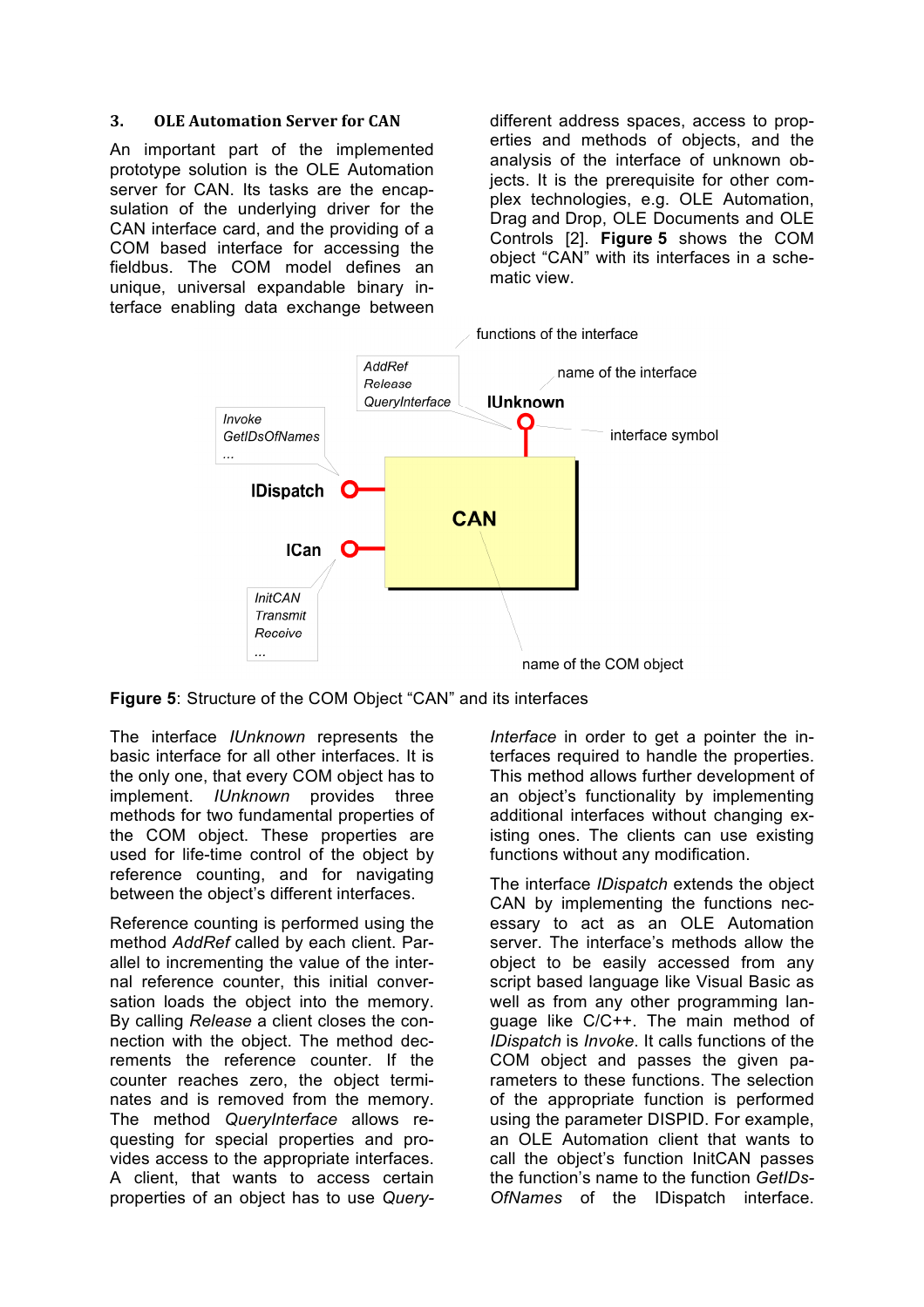### 3. OLE Automation Server for CAN

An important part of the implemented prototype solution is the OLE Automation server for CAN. Its tasks are the encapsulation of the underlying driver for the CAN interface card, and the providing of a COM based interface for accessing the fieldbus. The COM model defines an unique, universal expandable binary interface enabling data exchange between different address spaces, access to properties and methods of objects, and the analysis of the interface of unknown objects. It is the prerequisite for other complex technologies, e.g. OLE Automation, Drag and Drop, OLE Documents and OLE Controls [2]. **Figure 5** shows the COM object "CAN" with its interfaces in a schematic view.

functions of the interface

*AddRef*
*Release*
*QueryInterface*

name of the interface

**IUnknown**

interface symbol

*Invoke*
*GetIDsOfNames*
*...*

**IDispatch**

**CAN**

**ICan**

*InitCAN*
*Transmit*
*Receive*
*...*

name of the COM object

**Figure 5**: Structure of the COM Object "CAN" and its interfaces

The interface *IUnknown* represents the basic interface for all other interfaces. It is the only one, that every COM object has to implement. *IUnknown* provides three methods for two fundamental properties of the COM object. These properties are used for life-time control of the object by reference counting, and for navigating between the object's different interfaces.

Reference counting is performed using the method *AddRef* called by each client. Parallel to incrementing the value of the internal reference counter, this initial conversation loads the object into the memory. By calling *Release* a client closes the connection with the object. The method decrements the reference counter. If the counter reaches zero, the object terminates and is removed from the memory. The method *QueryInterface* allows requesting for special properties and provides access to the appropriate interfaces. A client, that wants to access certain properties of an object has to use *QueryInterface* in order to get a pointer the interfaces required to handle the properties. This method allows further development of an object's functionality by implementing additional interfaces without changing existing ones. The clients can use existing functions without any modification.

The interface *IDispatch* extends the object CAN by implementing the functions necessary to act as an OLE Automation server. The interface's methods allow the object to be easily accessed from any script based language like Visual Basic as well as from any other programming language like C/C++. The main method of *IDispatch* is *Invoke*. It calls functions of the COM object and passes the given parameters to these functions. The selection of the appropriate function is performed using the parameter DISPID. For example, an OLE Automation client that wants to call the object's function InitCAN passes the function's name to the function *GetIDsOfNames* of the IDispatch interface.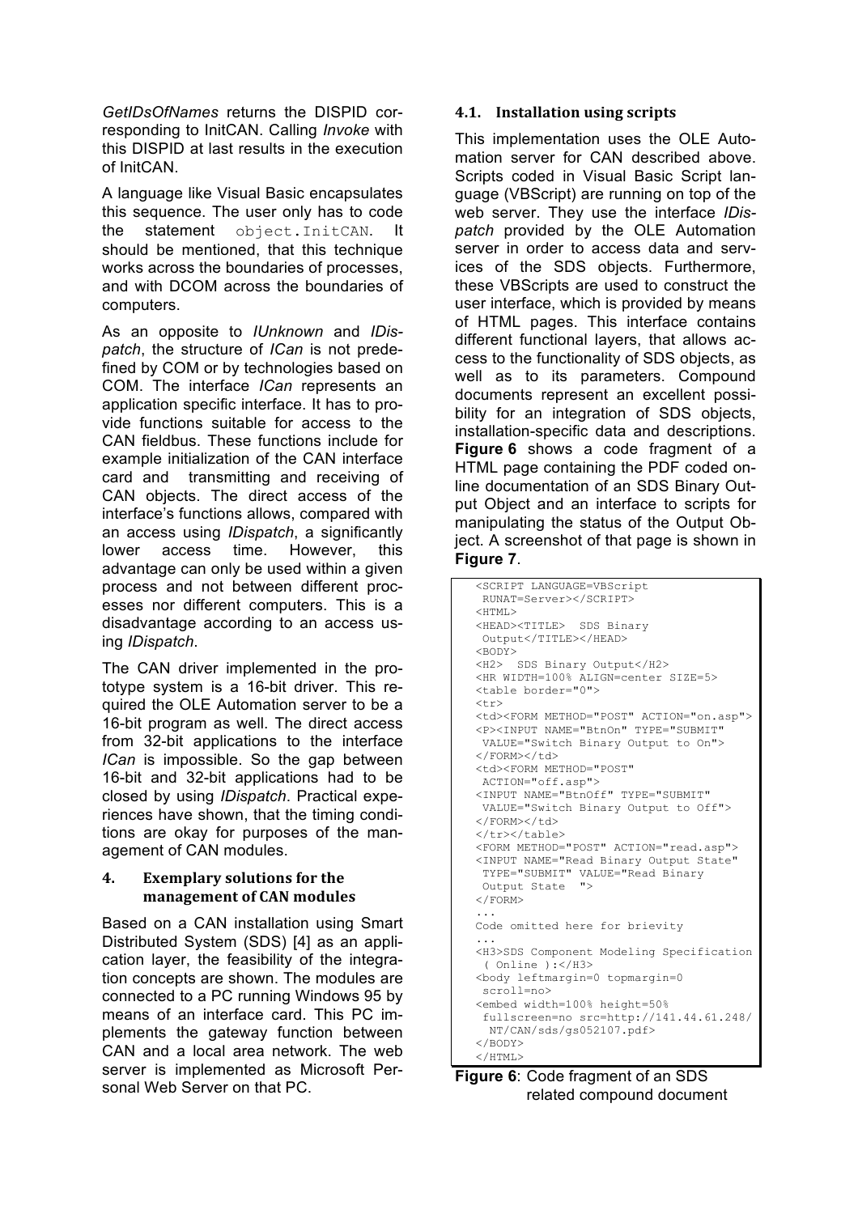*GetIDsOfNames* returns the DISPID corresponding to InitCAN. Calling *Invoke* with this DISPID at last results in the execution of InitCAN.

A language like Visual Basic encapsulates this sequence. The user only has to code the statement `object.InitCAN`. It should be mentioned, that this technique works across the boundaries of processes, and with DCOM across the boundaries of computers.

As an opposite to *IUnknown* and *IDispatch*, the structure of *ICan* is not predefined by COM or by technologies based on COM. The interface *ICan* represents an application specific interface. It has to provide functions suitable for access to the CAN fieldbus. These functions include for example initialization of the CAN interface card and transmitting and receiving of CAN objects. The direct access of the interface's functions allows, compared with an access using *IDispatch*, a significantly lower access time. However, this advantage can only be used within a given process and not between different processes nor different computers. This is a disadvantage according to an access using *IDispatch*.

The CAN driver implemented in the prototype system is a 16-bit driver. This required the OLE Automation server to be a 16-bit program as well. The direct access from 32-bit applications to the interface *ICan* is impossible. So the gap between 16-bit and 32-bit applications had to be closed by using *IDispatch*. Practical experiences have shown, that the timing conditions are okay for purposes of the management of CAN modules.

## 4. Exemplary solutions for the management of CAN modules

Based on a CAN installation using Smart Distributed System (SDS) [4] as an application layer, the feasibility of the integration concepts are shown. The modules are connected to a PC running Windows 95 by means of an interface card. This PC implements the gateway function between CAN and a local area network. The web server is implemented as Microsoft Personal Web Server on that PC.

### 4.1. Installation using scripts

This implementation uses the OLE Automation server for CAN described above. Scripts coded in Visual Basic Script language (VBScript) are running on top of the web server. They use the interface *IDispatch* provided by the OLE Automation server in order to access data and services of the SDS objects. Furthermore, these VBScripts are used to construct the user interface, which is provided by means of HTML pages. This interface contains different functional layers, that allows access to the functionality of SDS objects, as well as to its parameters. Compound documents represent an excellent possibility for an integration of SDS objects, installation-specific data and descriptions. **Figure 6** shows a code fragment of a HTML page containing the PDF coded online documentation of an SDS Binary Output Object and an interface to scripts for manipulating the status of the Output Object. A screenshot of that page is shown in **Figure 7**.

```
<SCRIPT LANGUAGE=VBScript
 RUNAT=Server></SCRIPT>
<HTML>
<HEAD><TITLE>  SDS Binary
 Output</TITLE></HEAD>
<BODY>
<H2>  SDS Binary Output</H2>
<HR WIDTH=100% ALIGN=center SIZE=5>
<table border="0">
<tr>
<td><FORM METHOD="POST" ACTION="on.asp">
<P><INPUT NAME="BtnOn" TYPE="SUBMIT"
 VALUE="Switch Binary Output to On">
</FORM></td>
<td><FORM METHOD="POST"
 ACTION="off.asp">
<INPUT NAME="BtnOff" TYPE="SUBMIT"
 VALUE="Switch Binary Output to Off">
</FORM></td>
</tr></table>
<FORM METHOD="POST" ACTION="read.asp">
<INPUT NAME="Read Binary Output State"
 TYPE="SUBMIT" VALUE="Read Binary
 Output State  ">
</FORM>
...
Code omitted here for brievity
...
<H3>SDS Component Modeling Specification
 ( Online ):</H3>
<body leftmargin=0 topmargin=0
 scroll=no>
<embed width=100% height=50%
 fullscreen=no src=http://141.44.61.248/
  NT/CAN/sds/gs052107.pdf>
</BODY>
</HTML>
```

**Figure 6**: Code fragment of an SDS related compound document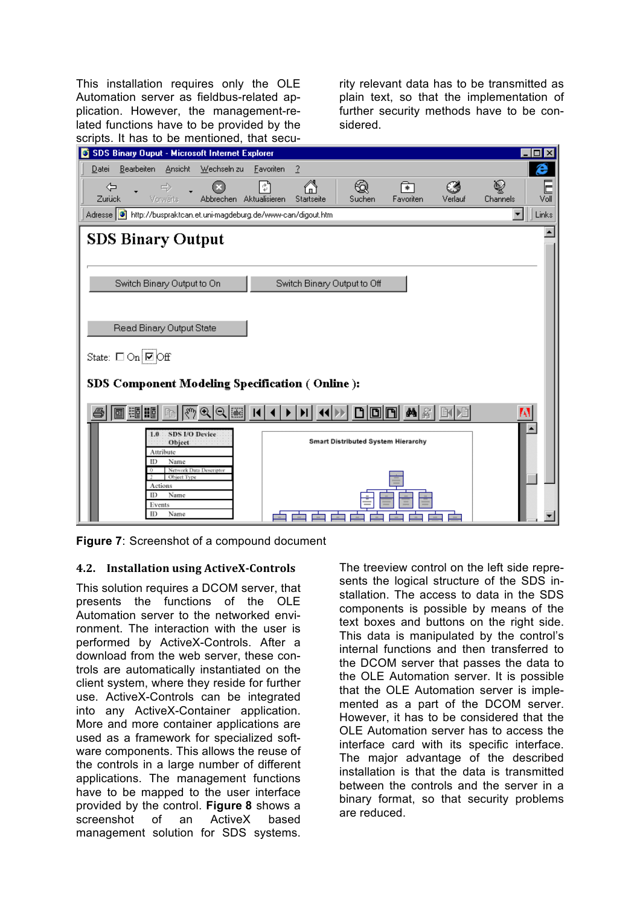This installation requires only the OLE Automation server as fieldbus-related application. However, the management-related functions have to be provided by the scripts. It has to be mentioned, that security relevant data has to be transmitted as plain text, so that the implementation of further security methods have to be considered.

**Figure 7**: Screenshot of a compound document

### 4.2. Installation using ActiveX-Controls

This solution requires a DCOM server, that presents the functions of the OLE Automation server to the networked environment. The interaction with the user is performed by ActiveX-Controls. After a download from the web server, these controls are automatically instantiated on the client system, where they reside for further use. ActiveX-Controls can be integrated into any ActiveX-Container application. More and more container applications are used as a framework for specialized software components. This allows the reuse of the controls in a large number of different applications. The management functions have to be mapped to the user interface provided by the control. **Figure 8** shows a screenshot of an ActiveX based management solution for SDS systems.

The treeview control on the left side represents the logical structure of the SDS installation. The access to data in the SDS components is possible by means of the text boxes and buttons on the right side. This data is manipulated by the control's internal functions and then transferred to the DCOM server that passes the data to the OLE Automation server. It is possible that the OLE Automation server is implemented as a part of the DCOM server. However, it has to be considered that the OLE Automation server has to access the interface card with its specific interface. The major advantage of the described installation is that the data is transmitted between the controls and the server in a binary format, so that security problems are reduced.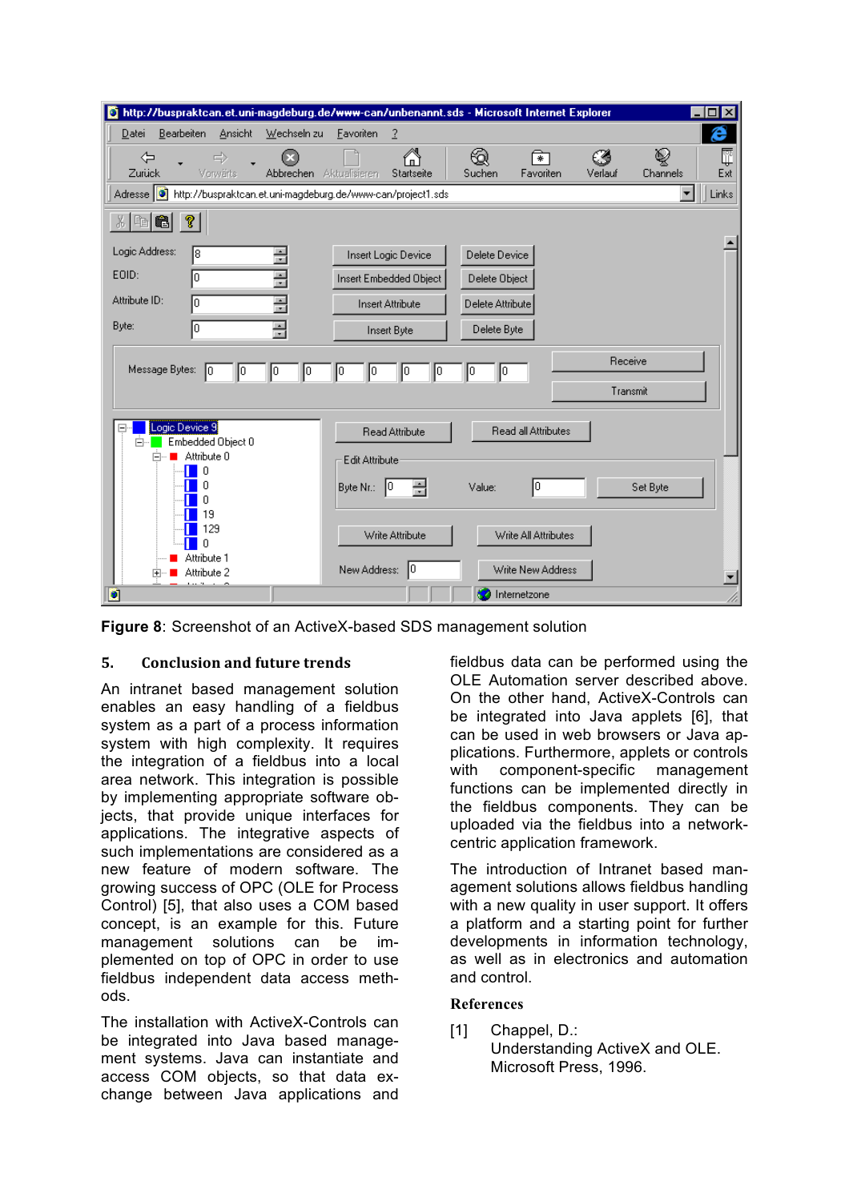**Figure 8**: Screenshot of an ActiveX-based SDS management solution

## 5. Conclusion and future trends

An intranet based management solution enables an easy handling of a fieldbus system as a part of a process information system with high complexity. It requires the integration of a fieldbus into a local area network. This integration is possible by implementing appropriate software objects, that provide unique interfaces for applications. The integrative aspects of such implementations are considered as a new feature of modern software. The growing success of OPC (OLE for Process Control) [5], that also uses a COM based concept, is an example for this. Future management solutions can be implemented on top of OPC in order to use fieldbus independent data access methods.

The installation with ActiveX-Controls can be integrated into Java based management systems. Java can instantiate and access COM objects, so that data exchange between Java applications and fieldbus data can be performed using the OLE Automation server described above. On the other hand, ActiveX-Controls can be integrated into Java applets [6], that can be used in web browsers or Java applications. Furthermore, applets or controls with component-specific management functions can be implemented directly in the fieldbus components. They can be uploaded via the fieldbus into a network-centric application framework.

The introduction of Intranet based management solutions allows fieldbus handling with a new quality in user support. It offers a platform and a starting point for further developments in information technology, as well as in electronics and automation and control.

## References

[1] Chappel, D.: Understanding ActiveX and OLE. Microsoft Press, 1996.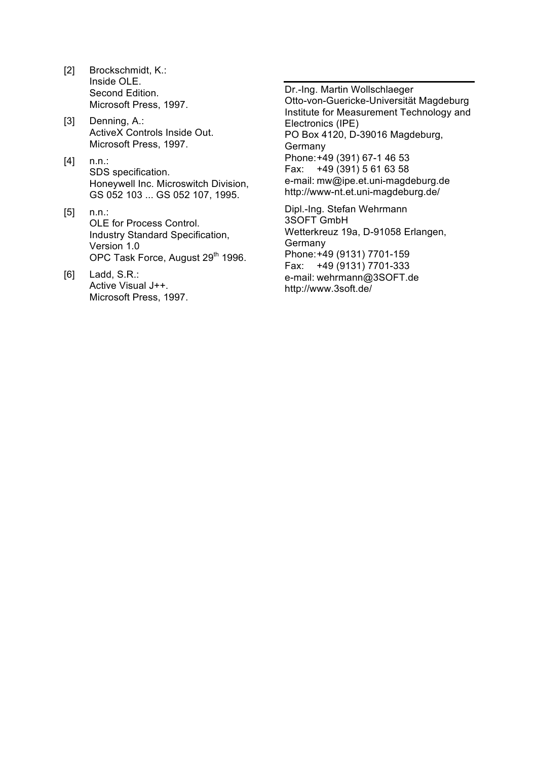[2] Brockschmidt, K.:
Inside OLE.
Second Edition.
Microsoft Press, 1997.

[3] Denning, A.:
ActiveX Controls Inside Out.
Microsoft Press, 1997.

[4] n.n.:
SDS specification.
Honeywell Inc. Microswitch Division,
GS 052 103 ... GS 052 107, 1995.

[5] n.n.:
OLE for Process Control.
Industry Standard Specification,
Version 1.0
OPC Task Force, August 29th 1996.

[6] Ladd, S.R.:
Active Visual J++.
Microsoft Press, 1997.

---

Dr.-Ing. Martin Wollschlaeger
Otto-von-Guericke-Universität Magdeburg
Institute for Measurement Technology and Electronics (IPE)
PO Box 4120, D-39016 Magdeburg, Germany
Phone: +49 (391) 67-1 46 53
Fax: +49 (391) 5 61 63 58
e-mail: mw@ipe.et.uni-magdeburg.de
http://www-nt.et.uni-magdeburg.de/

Dipl.-Ing. Stefan Wehrmann
3SOFT GmbH
Wetterkreuz 19a, D-91058 Erlangen, Germany
Phone: +49 (9131) 7701-159
Fax: +49 (9131) 7701-333
e-mail: wehrmann@3SOFT.de
http://www.3soft.de/